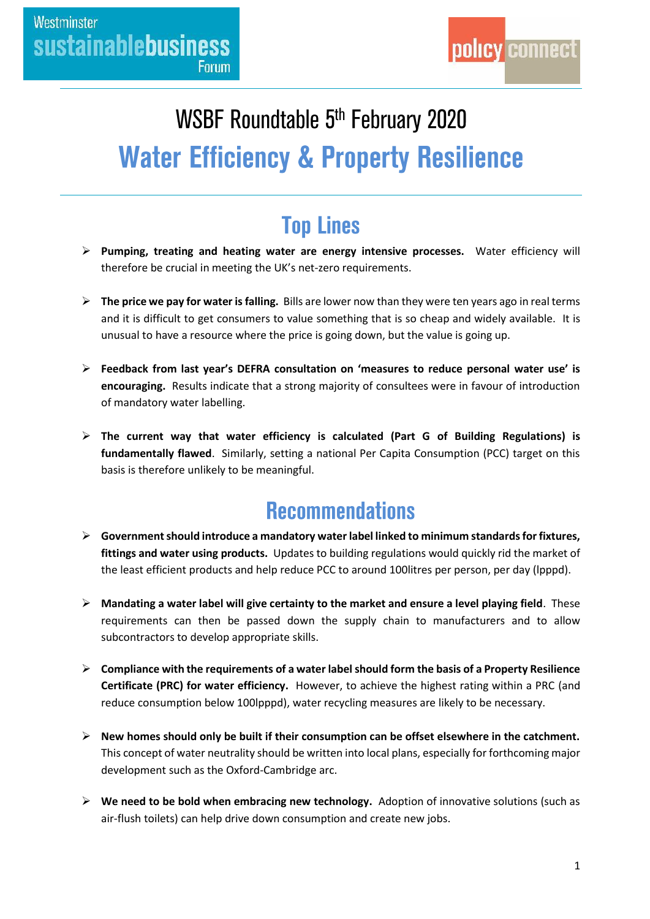Westminster **sustainablebusiness** Forum

policy connect

# WSBF Roundtable 5th February 2020

# Water Efficiency & Property Resilience

## Top Lines

- **Pumping, treating and heating water are energy intensive processes.** Water efficiency will therefore be crucial in meeting the UK's net-zero requirements.

- **The price we pay for water is falling.** Bills are lower now than they were ten years ago in real terms and it is difficult to get consumers to value something that is so cheap and widely available. It is unusual to have a resource where the price is going down, but the value is going up.

- **Feedback from last year's DEFRA consultation on 'measures to reduce personal water use' is encouraging.** Results indicate that a strong majority of consultees were in favour of introduction of mandatory water labelling.

- **The current way that water efficiency is calculated (Part G of Building Regulations) is fundamentally flawed**. Similarly, setting a national Per Capita Consumption (PCC) target on this basis is therefore unlikely to be meaningful.

## Recommendations

- **Government should introduce a mandatory water label linked to minimum standards for fixtures, fittings and water using products.** Updates to building regulations would quickly rid the market of the least efficient products and help reduce PCC to around 100litres per person, per day (lpppd).

- **Mandating a water label will give certainty to the market and ensure a level playing field**. These requirements can then be passed down the supply chain to manufacturers and to allow subcontractors to develop appropriate skills.

- **Compliance with the requirements of a water label should form the basis of a Property Resilience Certificate (PRC) for water efficiency.** However, to achieve the highest rating within a PRC (and reduce consumption below 100lpppd), water recycling measures are likely to be necessary.

- **New homes should only be built if their consumption can be offset elsewhere in the catchment.** This concept of water neutrality should be written into local plans, especially for forthcoming major development such as the Oxford-Cambridge arc.

- **We need to be bold when embracing new technology.** Adoption of innovative solutions (such as air-flush toilets) can help drive down consumption and create new jobs.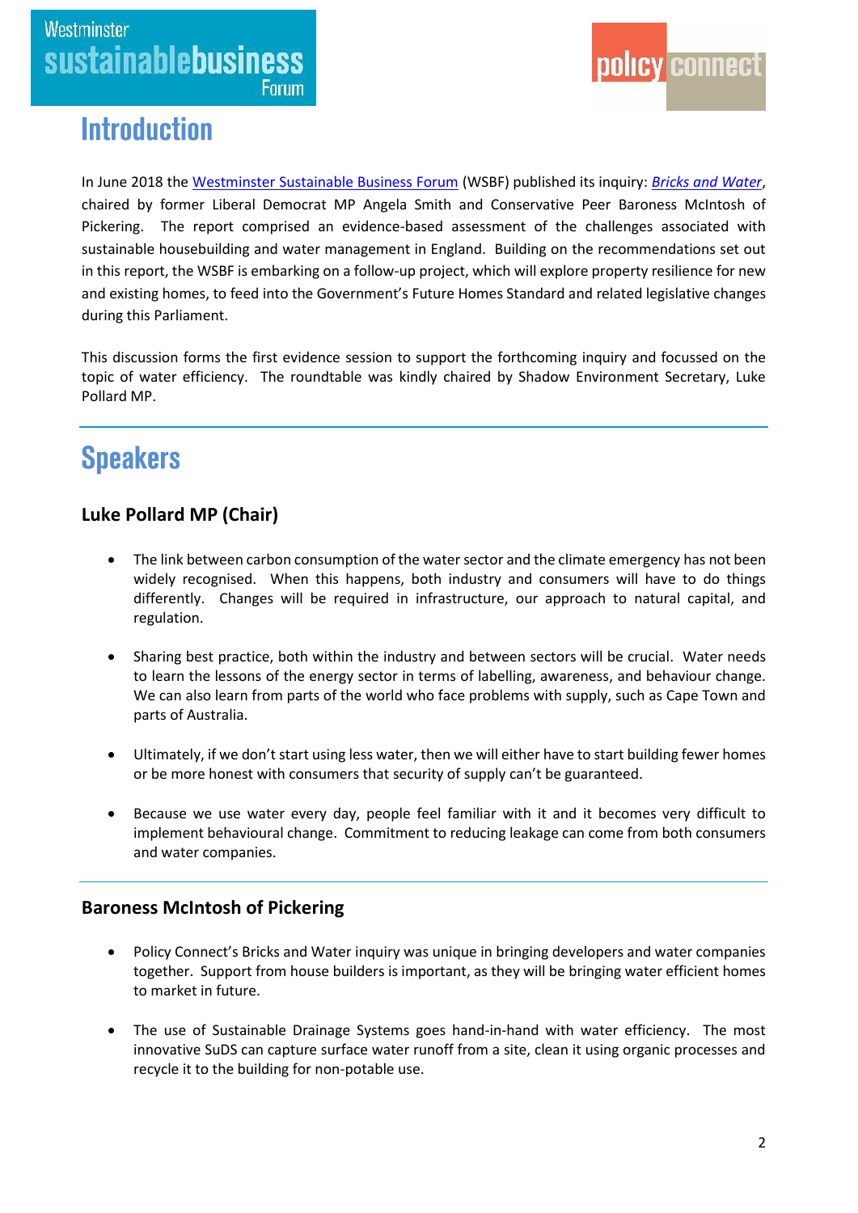# Introduction

In June 2018 the Westminster Sustainable Business Forum (WSBF) published its inquiry: *Bricks and Water*, chaired by former Liberal Democrat MP Angela Smith and Conservative Peer Baroness McIntosh of Pickering. The report comprised an evidence-based assessment of the challenges associated with sustainable housebuilding and water management in England. Building on the recommendations set out in this report, the WSBF is embarking on a follow-up project, which will explore property resilience for new and existing homes, to feed into the Government's Future Homes Standard and related legislative changes during this Parliament.

This discussion forms the first evidence session to support the forthcoming inquiry and focussed on the topic of water efficiency. The roundtable was kindly chaired by Shadow Environment Secretary, Luke Pollard MP.

# Speakers

### Luke Pollard MP (Chair)

- The link between carbon consumption of the water sector and the climate emergency has not been widely recognised. When this happens, both industry and consumers will have to do things differently. Changes will be required in infrastructure, our approach to natural capital, and regulation.

- Sharing best practice, both within the industry and between sectors will be crucial. Water needs to learn the lessons of the energy sector in terms of labelling, awareness, and behaviour change. We can also learn from parts of the world who face problems with supply, such as Cape Town and parts of Australia.

- Ultimately, if we don't start using less water, then we will either have to start building fewer homes or be more honest with consumers that security of supply can't be guaranteed.

- Because we use water every day, people feel familiar with it and it becomes very difficult to implement behavioural change. Commitment to reducing leakage can come from both consumers and water companies.

### Baroness McIntosh of Pickering

- Policy Connect's Bricks and Water inquiry was unique in bringing developers and water companies together. Support from house builders is important, as they will be bringing water efficient homes to market in future.

- The use of Sustainable Drainage Systems goes hand-in-hand with water efficiency. The most innovative SuDS can capture surface water runoff from a site, clean it using organic processes and recycle it to the building for non-potable use.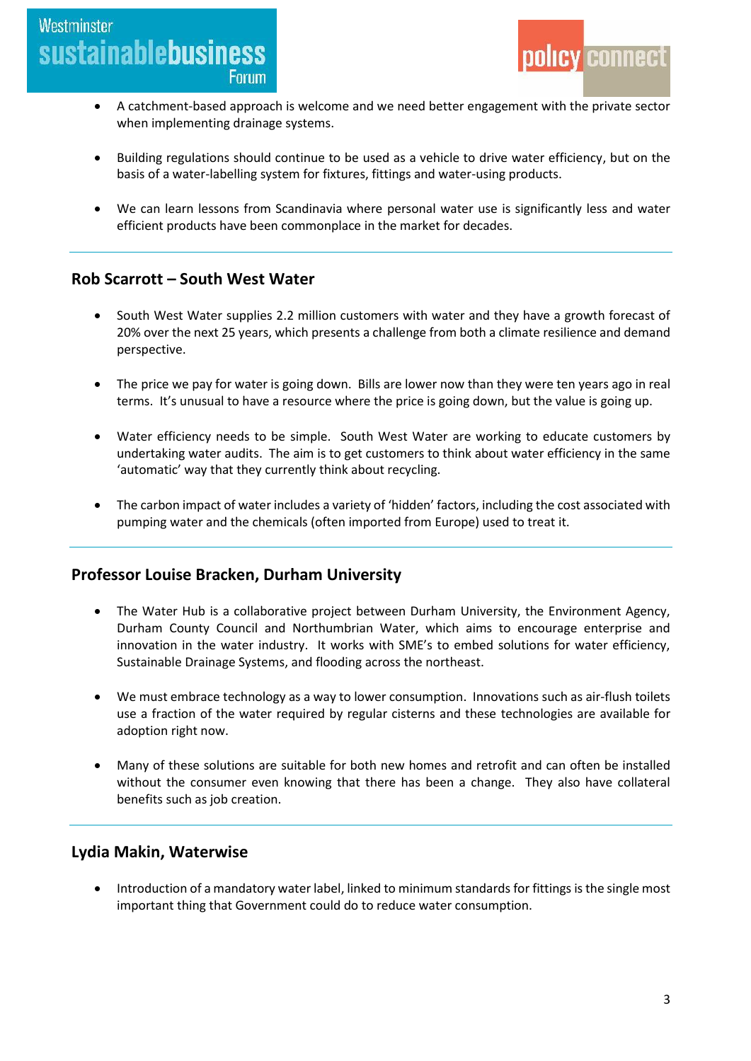- A catchment-based approach is welcome and we need better engagement with the private sector when implementing drainage systems.

- Building regulations should continue to be used as a vehicle to drive water efficiency, but on the basis of a water-labelling system for fixtures, fittings and water-using products.

- We can learn lessons from Scandinavia where personal water use is significantly less and water efficient products have been commonplace in the market for decades.

---

## Rob Scarrott – South West Water

- South West Water supplies 2.2 million customers with water and they have a growth forecast of 20% over the next 25 years, which presents a challenge from both a climate resilience and demand perspective.

- The price we pay for water is going down. Bills are lower now than they were ten years ago in real terms. It's unusual to have a resource where the price is going down, but the value is going up.

- Water efficiency needs to be simple. South West Water are working to educate customers by undertaking water audits. The aim is to get customers to think about water efficiency in the same 'automatic' way that they currently think about recycling.

- The carbon impact of water includes a variety of 'hidden' factors, including the cost associated with pumping water and the chemicals (often imported from Europe) used to treat it.

---

## Professor Louise Bracken, Durham University

- The Water Hub is a collaborative project between Durham University, the Environment Agency, Durham County Council and Northumbrian Water, which aims to encourage enterprise and innovation in the water industry. It works with SME's to embed solutions for water efficiency, Sustainable Drainage Systems, and flooding across the northeast.

- We must embrace technology as a way to lower consumption. Innovations such as air-flush toilets use a fraction of the water required by regular cisterns and these technologies are available for adoption right now.

- Many of these solutions are suitable for both new homes and retrofit and can often be installed without the consumer even knowing that there has been a change. They also have collateral benefits such as job creation.

---

## Lydia Makin, Waterwise

- Introduction of a mandatory water label, linked to minimum standards for fittings is the single most important thing that Government could do to reduce water consumption.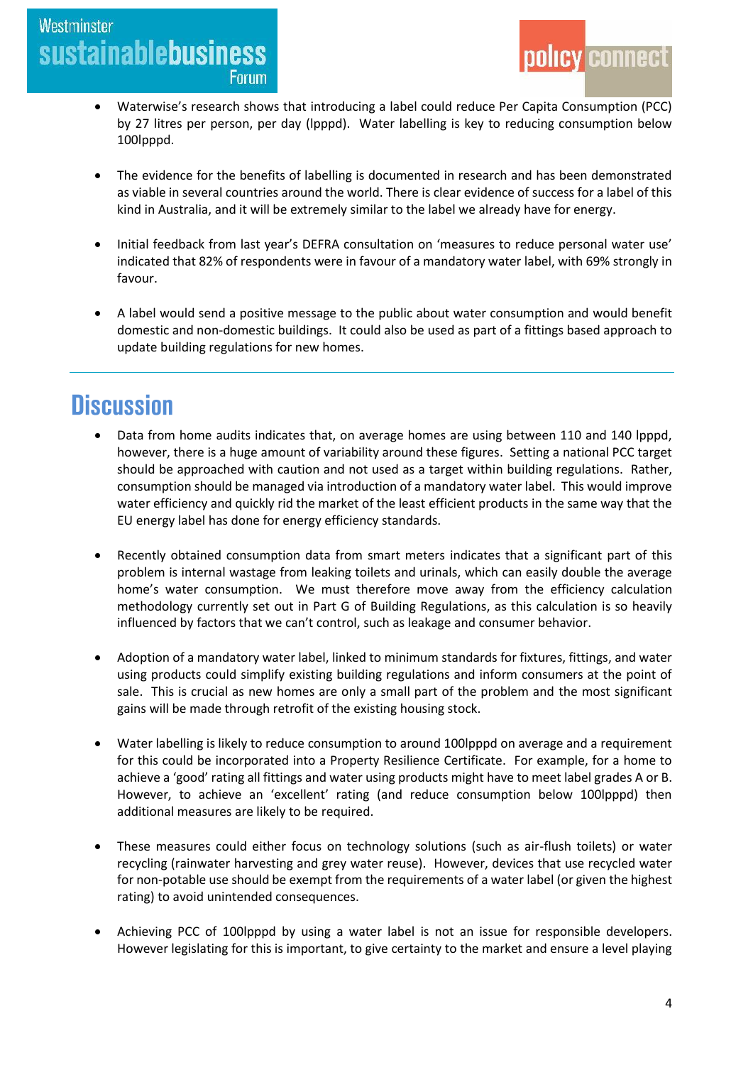- Waterwise's research shows that introducing a label could reduce Per Capita Consumption (PCC) by 27 litres per person, per day (lpppd). Water labelling is key to reducing consumption below 100lpppd.

- The evidence for the benefits of labelling is documented in research and has been demonstrated as viable in several countries around the world. There is clear evidence of success for a label of this kind in Australia, and it will be extremely similar to the label we already have for energy.

- Initial feedback from last year's DEFRA consultation on 'measures to reduce personal water use' indicated that 82% of respondents were in favour of a mandatory water label, with 69% strongly in favour.

- A label would send a positive message to the public about water consumption and would benefit domestic and non-domestic buildings. It could also be used as part of a fittings based approach to update building regulations for new homes.

# Discussion

- Data from home audits indicates that, on average homes are using between 110 and 140 lpppd, however, there is a huge amount of variability around these figures. Setting a national PCC target should be approached with caution and not used as a target within building regulations. Rather, consumption should be managed via introduction of a mandatory water label. This would improve water efficiency and quickly rid the market of the least efficient products in the same way that the EU energy label has done for energy efficiency standards.

- Recently obtained consumption data from smart meters indicates that a significant part of this problem is internal wastage from leaking toilets and urinals, which can easily double the average home's water consumption. We must therefore move away from the efficiency calculation methodology currently set out in Part G of Building Regulations, as this calculation is so heavily influenced by factors that we can't control, such as leakage and consumer behavior.

- Adoption of a mandatory water label, linked to minimum standards for fixtures, fittings, and water using products could simplify existing building regulations and inform consumers at the point of sale. This is crucial as new homes are only a small part of the problem and the most significant gains will be made through retrofit of the existing housing stock.

- Water labelling is likely to reduce consumption to around 100lpppd on average and a requirement for this could be incorporated into a Property Resilience Certificate. For example, for a home to achieve a 'good' rating all fittings and water using products might have to meet label grades A or B. However, to achieve an 'excellent' rating (and reduce consumption below 100lpppd) then additional measures are likely to be required.

- These measures could either focus on technology solutions (such as air-flush toilets) or water recycling (rainwater harvesting and grey water reuse). However, devices that use recycled water for non-potable use should be exempt from the requirements of a water label (or given the highest rating) to avoid unintended consequences.

- Achieving PCC of 100lpppd by using a water label is not an issue for responsible developers. However legislating for this is important, to give certainty to the market and ensure a level playing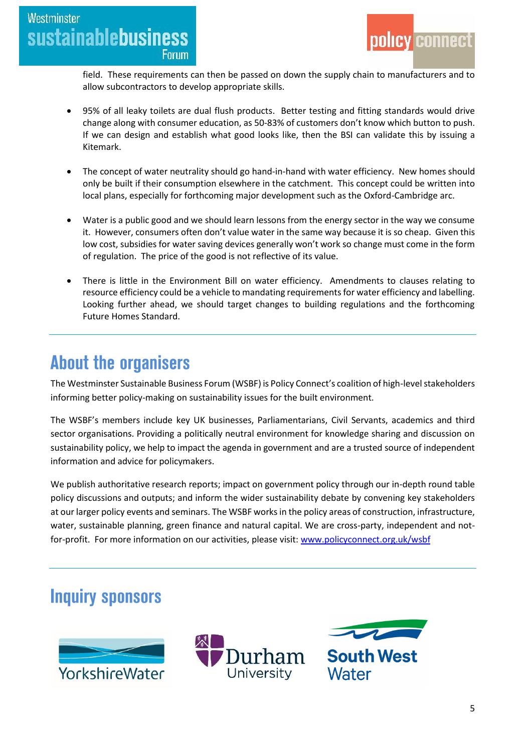field. These requirements can then be passed on down the supply chain to manufacturers and to allow subcontractors to develop appropriate skills.

- 95% of all leaky toilets are dual flush products. Better testing and fitting standards would drive change along with consumer education, as 50-83% of customers don't know which button to push. If we can design and establish what good looks like, then the BSI can validate this by issuing a Kitemark.

- The concept of water neutrality should go hand-in-hand with water efficiency. New homes should only be built if their consumption elsewhere in the catchment. This concept could be written into local plans, especially for forthcoming major development such as the Oxford-Cambridge arc.

- Water is a public good and we should learn lessons from the energy sector in the way we consume it. However, consumers often don't value water in the same way because it is so cheap. Given this low cost, subsidies for water saving devices generally won't work so change must come in the form of regulation. The price of the good is not reflective of its value.

- There is little in the Environment Bill on water efficiency. Amendments to clauses relating to resource efficiency could be a vehicle to mandating requirements for water efficiency and labelling. Looking further ahead, we should target changes to building regulations and the forthcoming Future Homes Standard.

## About the organisers

The Westminster Sustainable Business Forum (WSBF) is Policy Connect's coalition of high-level stakeholders informing better policy-making on sustainability issues for the built environment.

The WSBF's members include key UK businesses, Parliamentarians, Civil Servants, academics and third sector organisations. Providing a politically neutral environment for knowledge sharing and discussion on sustainability policy, we help to impact the agenda in government and are a trusted source of independent information and advice for policymakers.

We publish authoritative research reports; impact on government policy through our in-depth round table policy discussions and outputs; and inform the wider sustainability debate by convening key stakeholders at our larger policy events and seminars. The WSBF works in the policy areas of construction, infrastructure, water, sustainable planning, green finance and natural capital. We are cross-party, independent and not-for-profit. For more information on our activities, please visit: www.policyconnect.org.uk/wsbf

## Inquiry sponsors

YorkshireWater

Durham University

South West Water